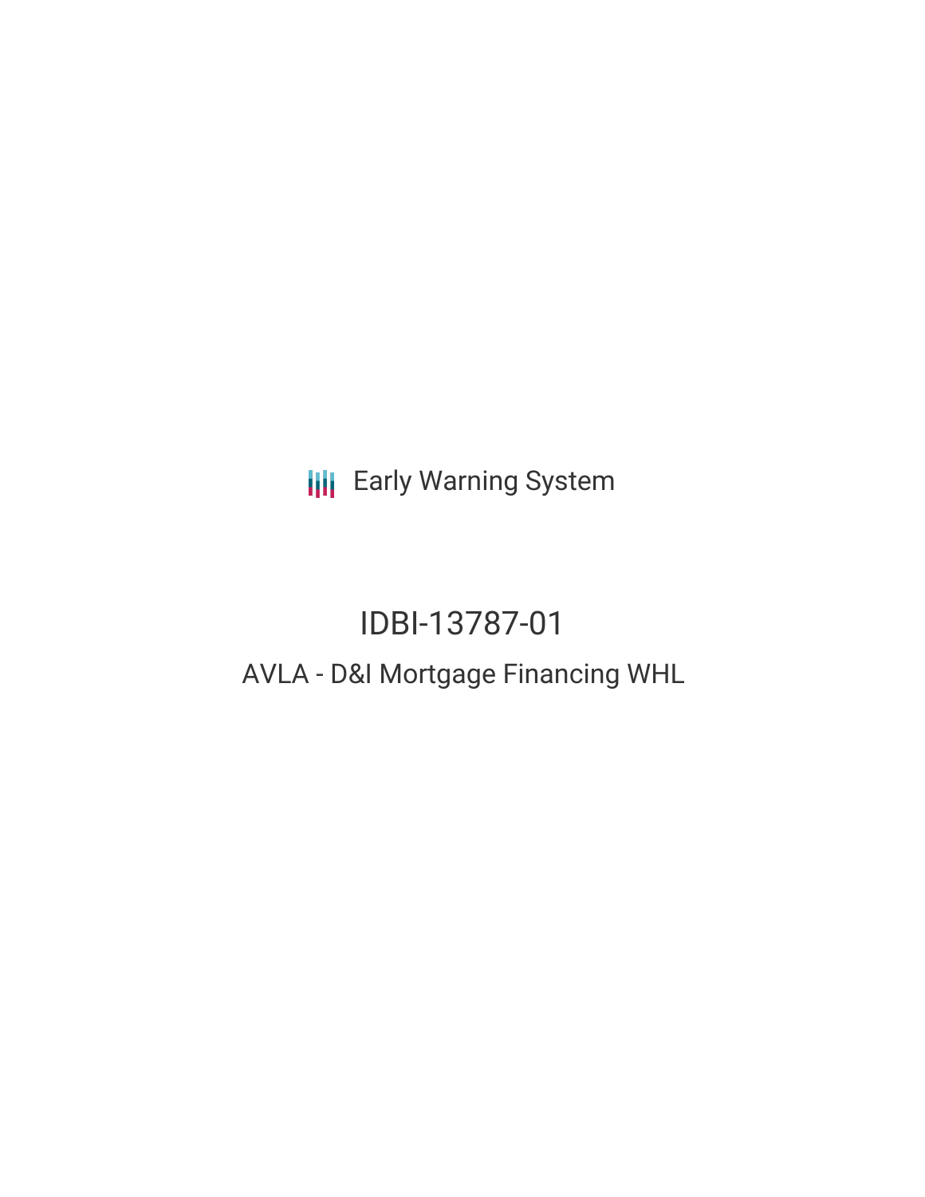Early Warning System

# IDBI-13787-01

## AVLA - D&I Mortgage Financing WHL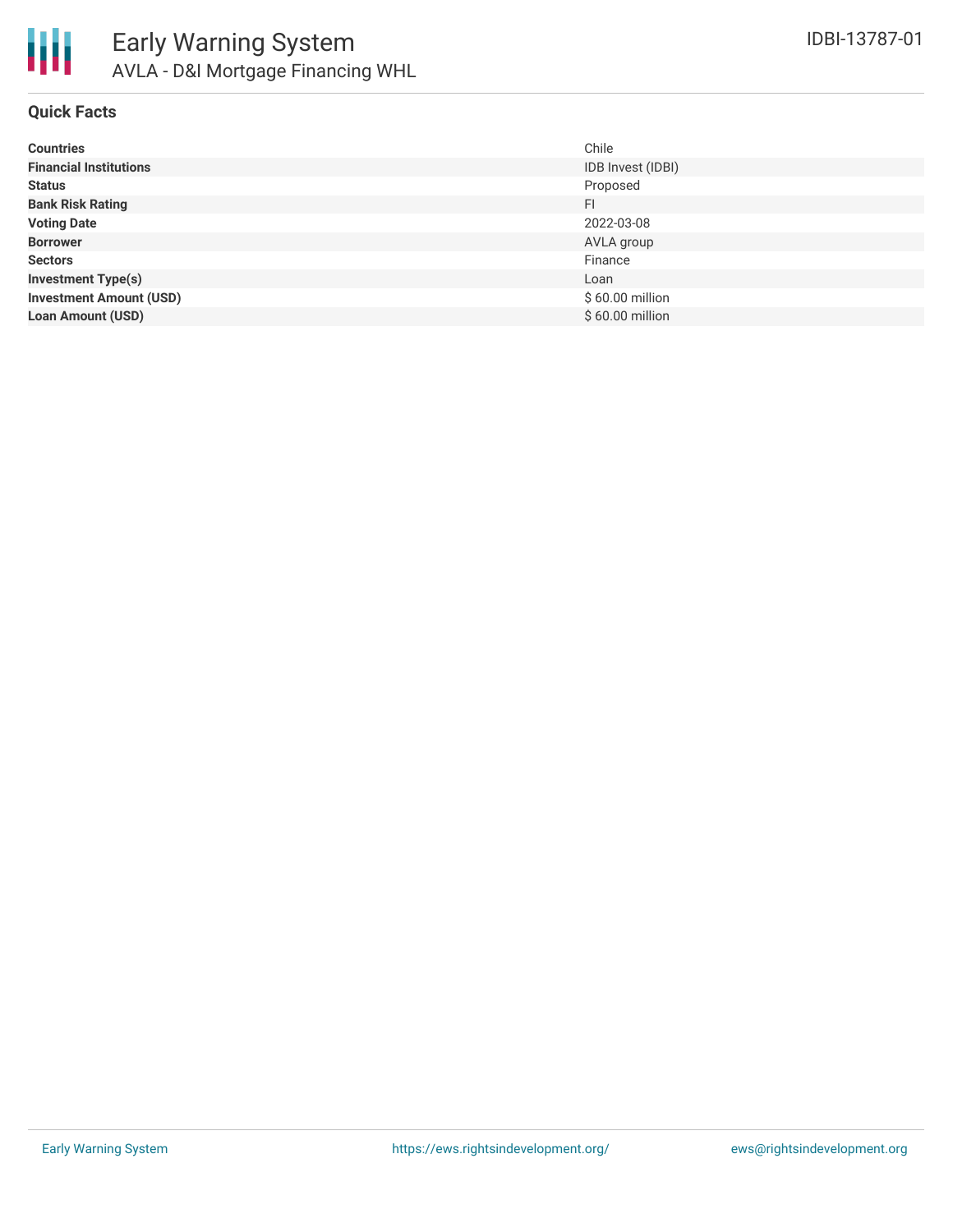# Early Warning System

## AVLA - D&I Mortgage Financing WHL

IDBI-13787-01

### Quick Facts

| | |
|---|---|
| **Countries** | Chile |
| **Financial Institutions** | IDB Invest (IDBI) |
| **Status** | Proposed |
| **Bank Risk Rating** | FI |
| **Voting Date** | 2022-03-08 |
| **Borrower** | AVLA group |
| **Sectors** | Finance |
| **Investment Type(s)** | Loan |
| **Investment Amount (USD)** | $ 60.00 million |
| **Loan Amount (USD)** | $ 60.00 million |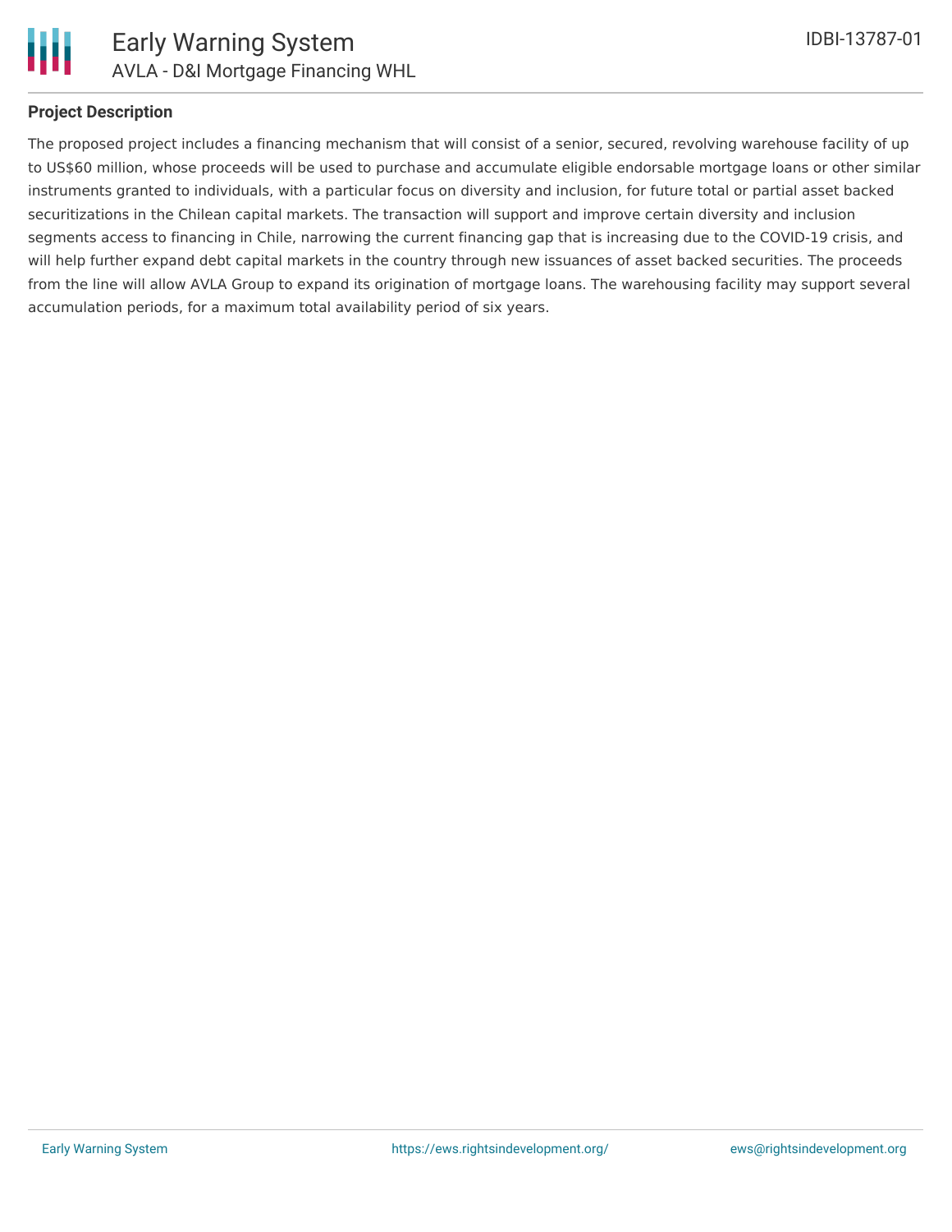## Project Description

The proposed project includes a financing mechanism that will consist of a senior, secured, revolving warehouse facility of up to US$60 million, whose proceeds will be used to purchase and accumulate eligible endorsable mortgage loans or other similar instruments granted to individuals, with a particular focus on diversity and inclusion, for future total or partial asset backed securitizations in the Chilean capital markets. The transaction will support and improve certain diversity and inclusion segments access to financing in Chile, narrowing the current financing gap that is increasing due to the COVID-19 crisis, and will help further expand debt capital markets in the country through new issuances of asset backed securities. The proceeds from the line will allow AVLA Group to expand its origination of mortgage loans. The warehousing facility may support several accumulation periods, for a maximum total availability period of six years.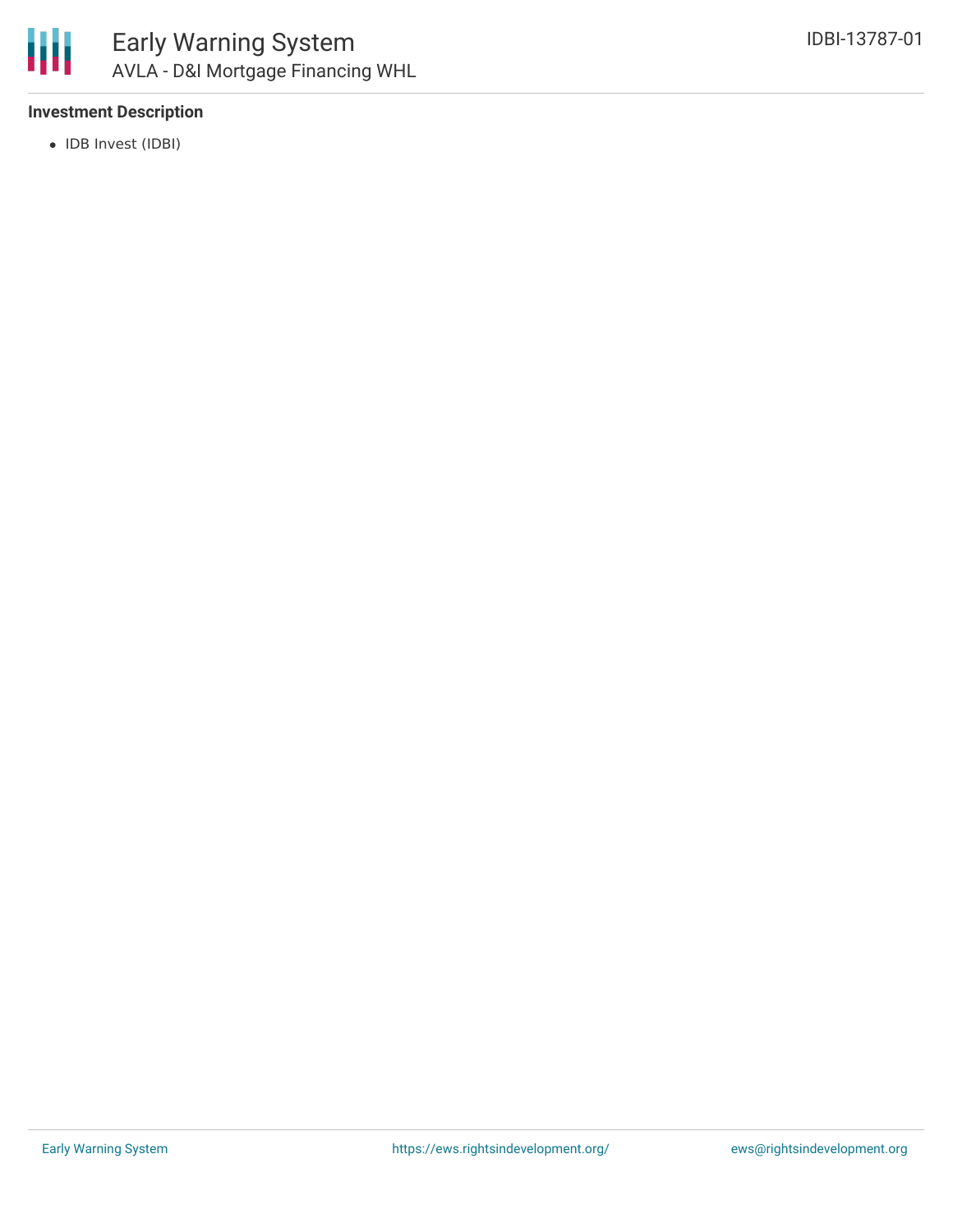### Investment Description

- IDB Invest (IDBI)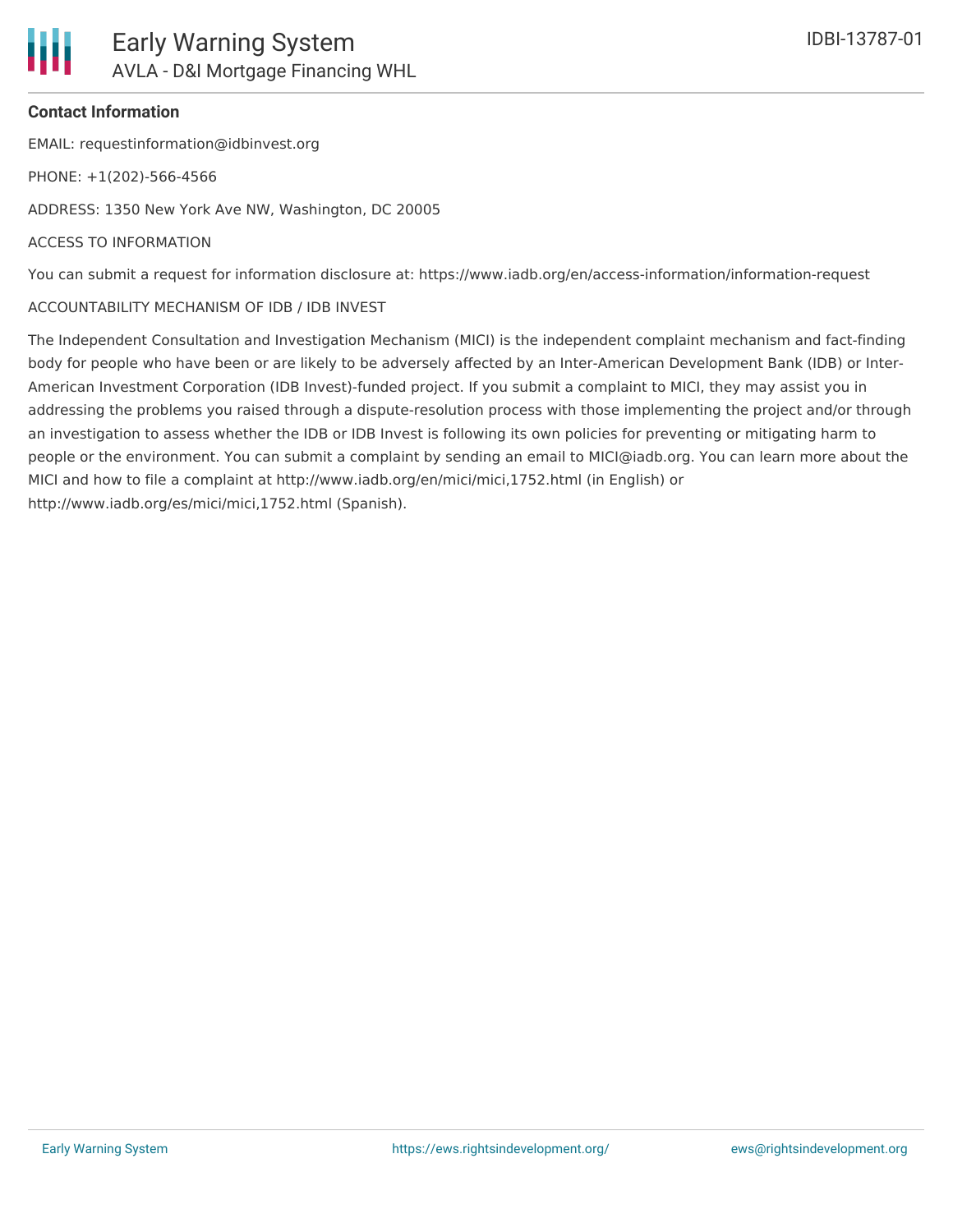**Contact Information**

EMAIL: requestinformation@idbinvest.org

PHONE: +1(202)-566-4566

ADDRESS: 1350 New York Ave NW, Washington, DC 20005

ACCESS TO INFORMATION

You can submit a request for information disclosure at: https://www.iadb.org/en/access-information/information-request

ACCOUNTABILITY MECHANISM OF IDB / IDB INVEST

The Independent Consultation and Investigation Mechanism (MICI) is the independent complaint mechanism and fact-finding body for people who have been or are likely to be adversely affected by an Inter-American Development Bank (IDB) or Inter-American Investment Corporation (IDB Invest)-funded project. If you submit a complaint to MICI, they may assist you in addressing the problems you raised through a dispute-resolution process with those implementing the project and/or through an investigation to assess whether the IDB or IDB Invest is following its own policies for preventing or mitigating harm to people or the environment. You can submit a complaint by sending an email to MICI@iadb.org. You can learn more about the MICI and how to file a complaint at http://www.iadb.org/en/mici/mici,1752.html (in English) or http://www.iadb.org/es/mici/mici,1752.html (Spanish).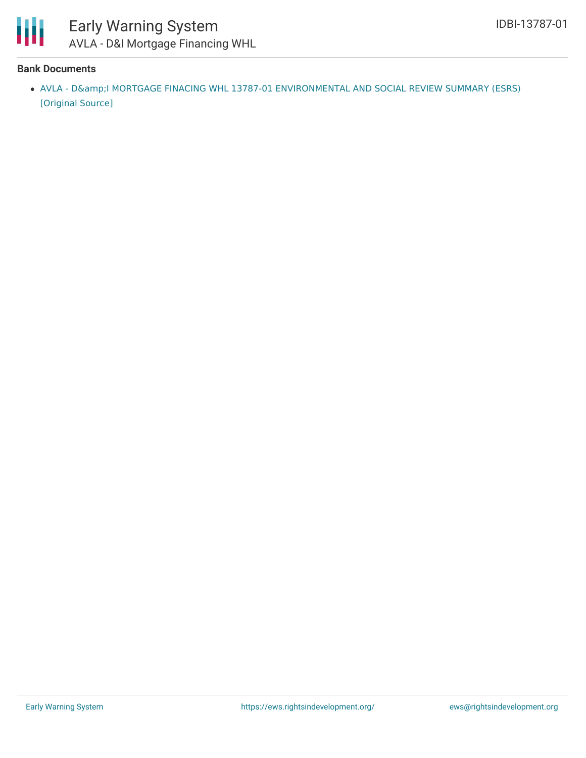### Bank Documents

- AVLA - D&amp;I MORTGAGE FINACING WHL 13787-01 ENVIRONMENTAL AND SOCIAL REVIEW SUMMARY (ESRS) [Original Source]